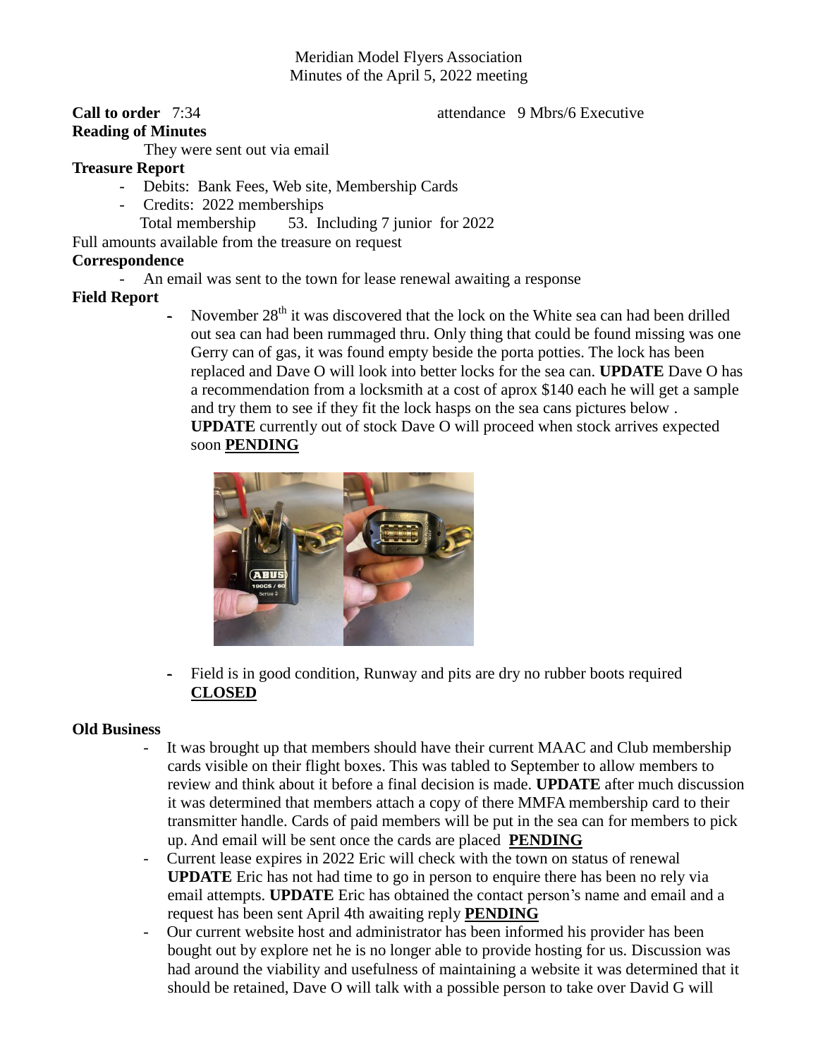Meridian Model Flyers Association
Minutes of the April 5, 2022 meeting

**Call to order** 7:34 attendance 9 Mbrs/6 Executive

**Reading of Minutes**

They were sent out via email

**Treasure Report**

- Debits: Bank Fees, Web site, Membership Cards
- Credits: 2022 memberships

  Total membership 53. Including 7 junior for 2022

Full amounts available from the treasure on request

**Correspondence**

- An email was sent to the town for lease renewal awaiting a response

**Field Report**

- November 28th it was discovered that the lock on the White sea can had been drilled out sea can had been rummaged thru. Only thing that could be found missing was one Gerry can of gas, it was found empty beside the porta potties. The lock has been replaced and Dave O will look into better locks for the sea can. **UPDATE** Dave O has a recommendation from a locksmith at a cost of aprox $140 each he will get a sample and try them to see if they fit the lock hasps on the sea cans pictures below . **UPDATE** currently out of stock Dave O will proceed when stock arrives expected soon **PENDING**

- Field is in good condition, Runway and pits are dry no rubber boots required **CLOSED**

**Old Business**

- It was brought up that members should have their current MAAC and Club membership cards visible on their flight boxes. This was tabled to September to allow members to review and think about it before a final decision is made. **UPDATE** after much discussion it was determined that members attach a copy of there MMFA membership card to their transmitter handle. Cards of paid members will be put in the sea can for members to pick up. And email will be sent once the cards are placed **PENDING**
- Current lease expires in 2022 Eric will check with the town on status of renewal **UPDATE** Eric has not had time to go in person to enquire there has been no rely via email attempts. **UPDATE** Eric has obtained the contact person's name and email and a request has been sent April 4th awaiting reply **PENDING**
- Our current website host and administrator has been informed his provider has been bought out by explore net he is no longer able to provide hosting for us. Discussion was had around the viability and usefulness of maintaining a website it was determined that it should be retained, Dave O will talk with a possible person to take over David G will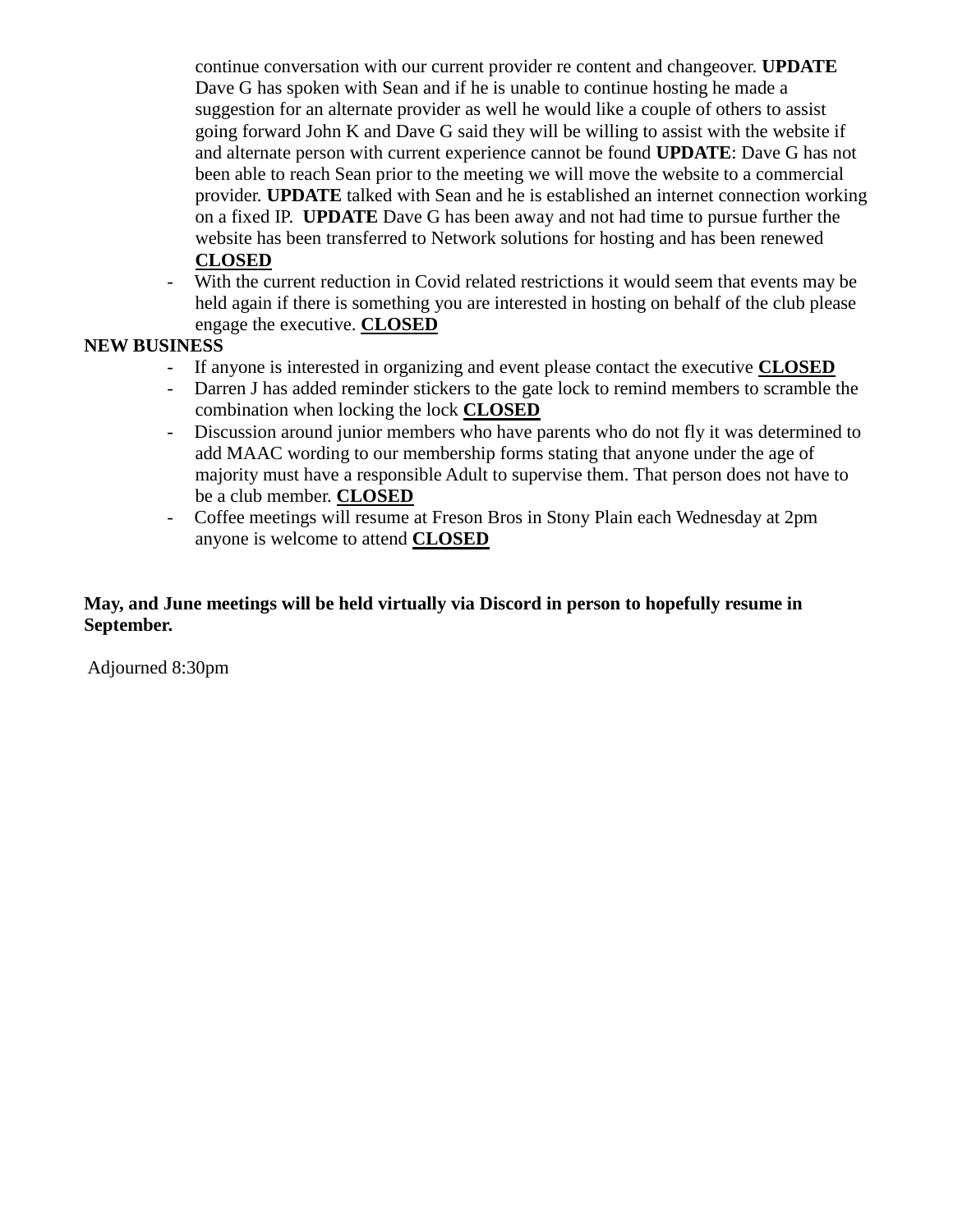continue conversation with our current provider re content and changeover. **UPDATE** Dave G has spoken with Sean and if he is unable to continue hosting he made a suggestion for an alternate provider as well he would like a couple of others to assist going forward John K and Dave G said they will be willing to assist with the website if and alternate person with current experience cannot be found **UPDATE**: Dave G has not been able to reach Sean prior to the meeting we will move the website to a commercial provider. **UPDATE** talked with Sean and he is established an internet connection working on a fixed IP. **UPDATE** Dave G has been away and not had time to pursue further the website has been transferred to Network solutions for hosting and has been renewed **CLOSED**

- With the current reduction in Covid related restrictions it would seem that events may be held again if there is something you are interested in hosting on behalf of the club please engage the executive. **CLOSED**

**NEW BUSINESS**

- If anyone is interested in organizing and event please contact the executive **CLOSED**
- Darren J has added reminder stickers to the gate lock to remind members to scramble the combination when locking the lock **CLOSED**
- Discussion around junior members who have parents who do not fly it was determined to add MAAC wording to our membership forms stating that anyone under the age of majority must have a responsible Adult to supervise them. That person does not have to be a club member. **CLOSED**
- Coffee meetings will resume at Freson Bros in Stony Plain each Wednesday at 2pm anyone is welcome to attend **CLOSED**

**May, and June meetings will be held virtually via Discord in person to hopefully resume in September.**

Adjourned 8:30pm